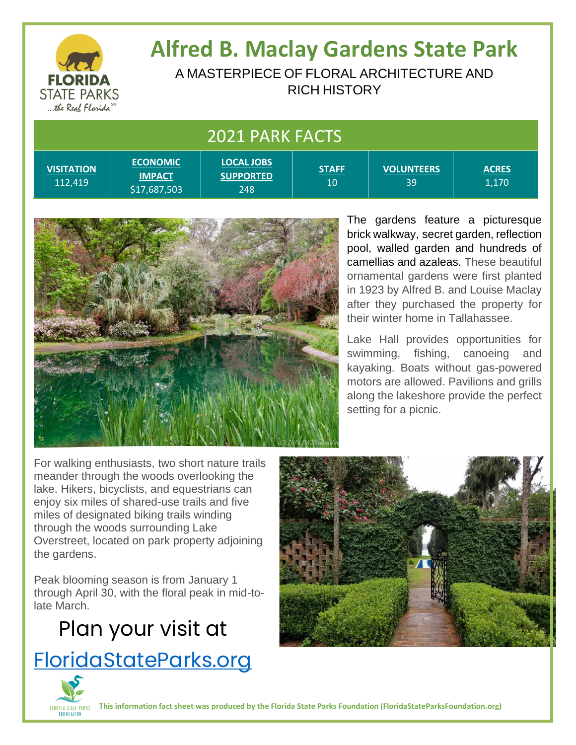# Alfred B. Maclay Gardens State Park

A MASTERPIECE OF FLORAL ARCHITECTURE AND RICH HISTORY

## 2021 PARK FACTS

| VISITATION | ECONOMIC IMPACT | LOCAL JOBS SUPPORTED | STAFF | VOLUNTEERS | ACRES |
|---|---|---|---|---|---|
| 112,419 | $17,687,503 | 248 | 10 | 39 | 1,170 |

The gardens feature a picturesque brick walkway, secret garden, reflection pool, walled garden and hundreds of camellias and azaleas. These beautiful ornamental gardens were first planted in 1923 by Alfred B. and Louise Maclay after they purchased the property for their winter home in Tallahassee.

Lake Hall provides opportunities for swimming, fishing, canoeing and kayaking. Boats without gas-powered motors are allowed. Pavilions and grills along the lakeshore provide the perfect setting for a picnic.

For walking enthusiasts, two short nature trails meander through the woods overlooking the lake. Hikers, bicyclists, and equestrians can enjoy six miles of shared-use trails and five miles of designated biking trails winding through the woods surrounding Lake Overstreet, located on park property adjoining the gardens.

Peak blooming season is from January 1 through April 30, with the floral peak in mid-to-late March.

Plan your visit at

FloridaStateParks.org

**This information fact sheet was produced by the Florida State Parks Foundation (FloridaStateParksFoundation.org)**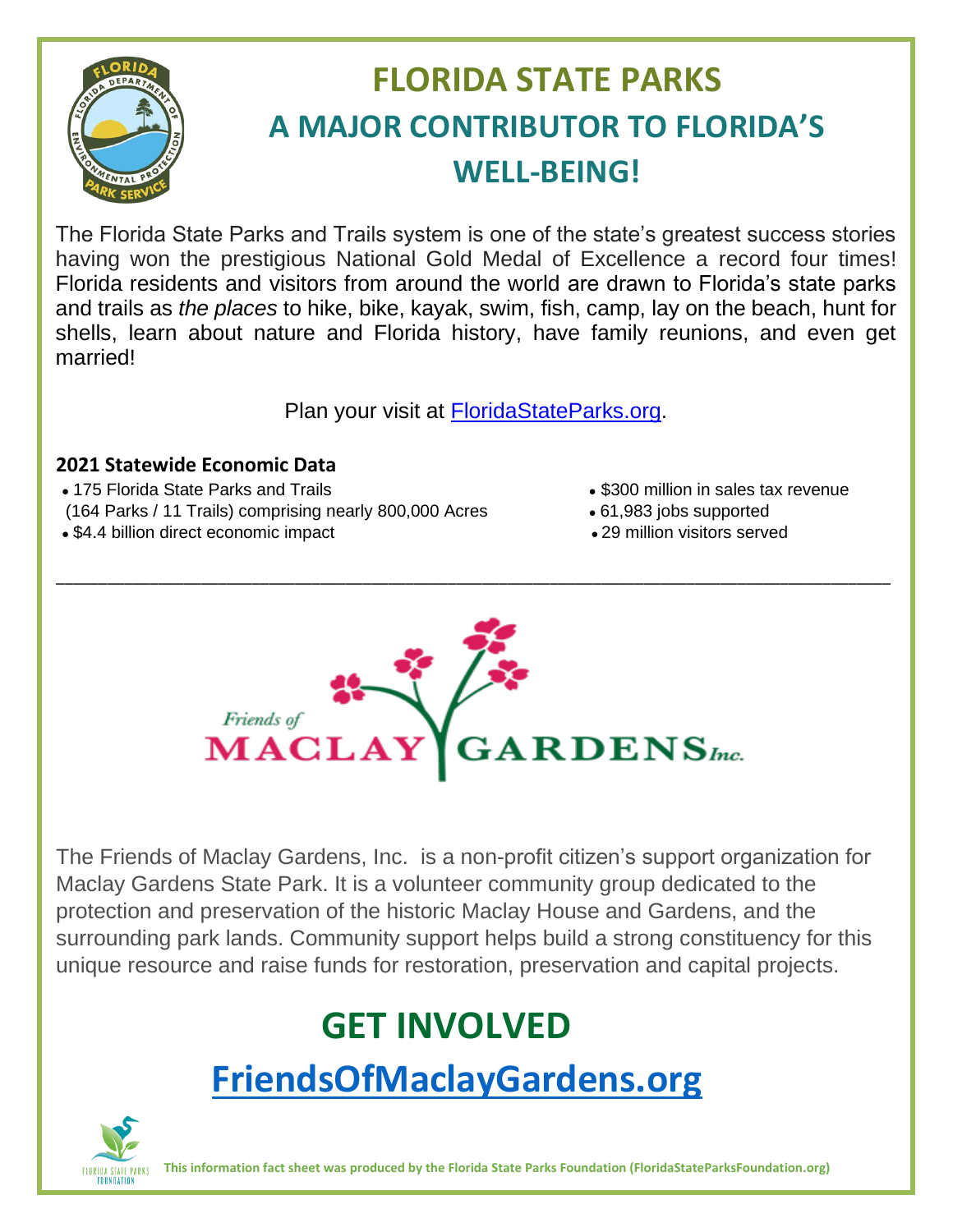# FLORIDA STATE PARKS

## A MAJOR CONTRIBUTOR TO FLORIDA'S WELL-BEING!

The Florida State Parks and Trails system is one of the state's greatest success stories having won the prestigious National Gold Medal of Excellence a record four times! Florida residents and visitors from around the world are drawn to Florida's state parks and trails as *the places* to hike, bike, kayak, swim, fish, camp, lay on the beach, hunt for shells, learn about nature and Florida history, have family reunions, and even get married!

Plan your visit at [FloridaStateParks.org](https://FloridaStateParks.org).

**2021 Statewide Economic Data**

- 175 Florida State Parks and Trails (164 Parks / 11 Trails) comprising nearly 800,000 Acres
- $4.4 billion direct economic impact
- $300 million in sales tax revenue
- 61,983 jobs supported
- 29 million visitors served

---

Friends of MACLAY GARDENS Inc.

The Friends of Maclay Gardens, Inc. is a non-profit citizen's support organization for Maclay Gardens State Park. It is a volunteer community group dedicated to the protection and preservation of the historic Maclay House and Gardens, and the surrounding park lands. Community support helps build a strong constituency for this unique resource and raise funds for restoration, preservation and capital projects.

# GET INVOLVED

## [FriendsOfMaclayGardens.org](https://FriendsOfMaclayGardens.org)

**This information fact sheet was produced by the Florida State Parks Foundation (FloridaStateParksFoundation.org)**